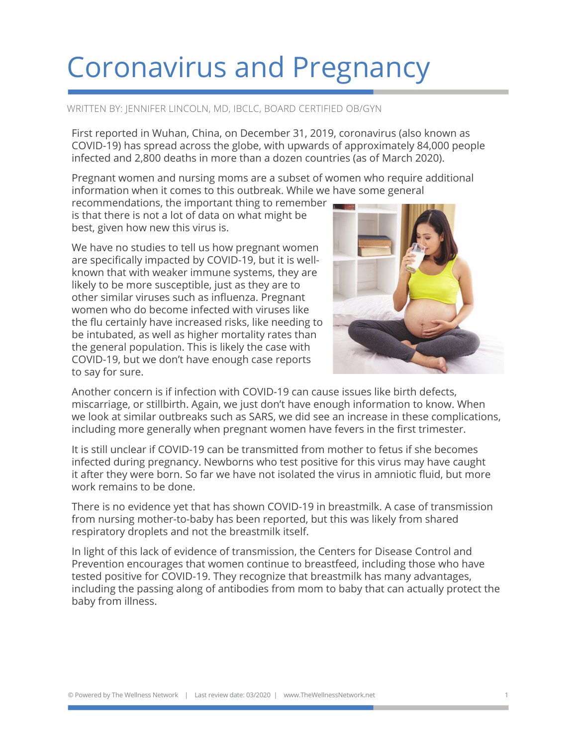# Coronavirus and Pregnancy

WRITTEN BY: JENNIFER LINCOLN, MD, IBCLC, BOARD CERTIFIED OB/GYN

First reported in Wuhan, China, on December 31, 2019, coronavirus (also known as COVID-19) has spread across the globe, with upwards of approximately 84,000 people infected and 2,800 deaths in more than a dozen countries (as of March 2020).

Pregnant women and nursing moms are a subset of women who require additional information when it comes to this outbreak. While we have some general recommendations, the important thing to remember is that there is not a lot of data on what might be best, given how new this virus is.

We have no studies to tell us how pregnant women are specifically impacted by COVID-19, but it is well-known that with weaker immune systems, they are likely to be more susceptible, just as they are to other similar viruses such as influenza. Pregnant women who do become infected with viruses like the flu certainly have increased risks, like needing to be intubated, as well as higher mortality rates than the general population. This is likely the case with COVID-19, but we don't have enough case reports to say for sure.

Another concern is if infection with COVID-19 can cause issues like birth defects, miscarriage, or stillbirth. Again, we just don't have enough information to know. When we look at similar outbreaks such as SARS, we did see an increase in these complications, including more generally when pregnant women have fevers in the first trimester.

It is still unclear if COVID-19 can be transmitted from mother to fetus if she becomes infected during pregnancy. Newborns who test positive for this virus may have caught it after they were born. So far we have not isolated the virus in amniotic fluid, but more work remains to be done.

There is no evidence yet that has shown COVID-19 in breastmilk. A case of transmission from nursing mother-to-baby has been reported, but this was likely from shared respiratory droplets and not the breastmilk itself.

In light of this lack of evidence of transmission, the Centers for Disease Control and Prevention encourages that women continue to breastfeed, including those who have tested positive for COVID-19. They recognize that breastmilk has many advantages, including the passing along of antibodies from mom to baby that can actually protect the baby from illness.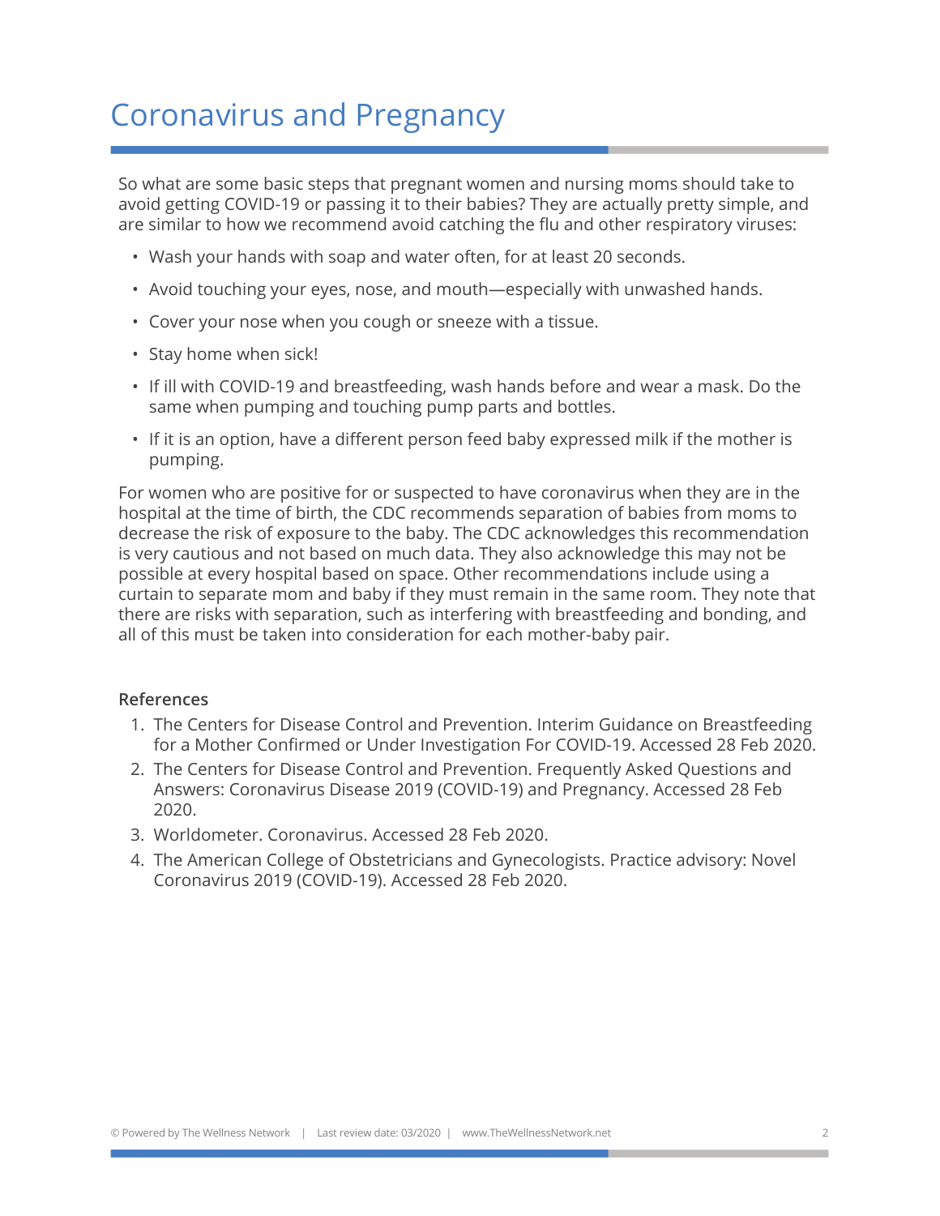# Coronavirus and Pregnancy

So what are some basic steps that pregnant women and nursing moms should take to avoid getting COVID-19 or passing it to their babies? They are actually pretty simple, and are similar to how we recommend avoid catching the flu and other respiratory viruses:

- Wash your hands with soap and water often, for at least 20 seconds.
- Avoid touching your eyes, nose, and mouth—especially with unwashed hands.
- Cover your nose when you cough or sneeze with a tissue.
- Stay home when sick!
- If ill with COVID-19 and breastfeeding, wash hands before and wear a mask. Do the same when pumping and touching pump parts and bottles.
- If it is an option, have a different person feed baby expressed milk if the mother is pumping.

For women who are positive for or suspected to have coronavirus when they are in the hospital at the time of birth, the CDC recommends separation of babies from moms to decrease the risk of exposure to the baby. The CDC acknowledges this recommendation is very cautious and not based on much data. They also acknowledge this may not be possible at every hospital based on space. Other recommendations include using a curtain to separate mom and baby if they must remain in the same room. They note that there are risks with separation, such as interfering with breastfeeding and bonding, and all of this must be taken into consideration for each mother-baby pair.

**References**

1. The Centers for Disease Control and Prevention. Interim Guidance on Breastfeeding for a Mother Confirmed or Under Investigation For COVID-19. Accessed 28 Feb 2020.
2. The Centers for Disease Control and Prevention. Frequently Asked Questions and Answers: Coronavirus Disease 2019 (COVID-19) and Pregnancy. Accessed 28 Feb 2020.
3. Worldometer. Coronavirus. Accessed 28 Feb 2020.
4. The American College of Obstetricians and Gynecologists. Practice advisory: Novel Coronavirus 2019 (COVID-19). Accessed 28 Feb 2020.